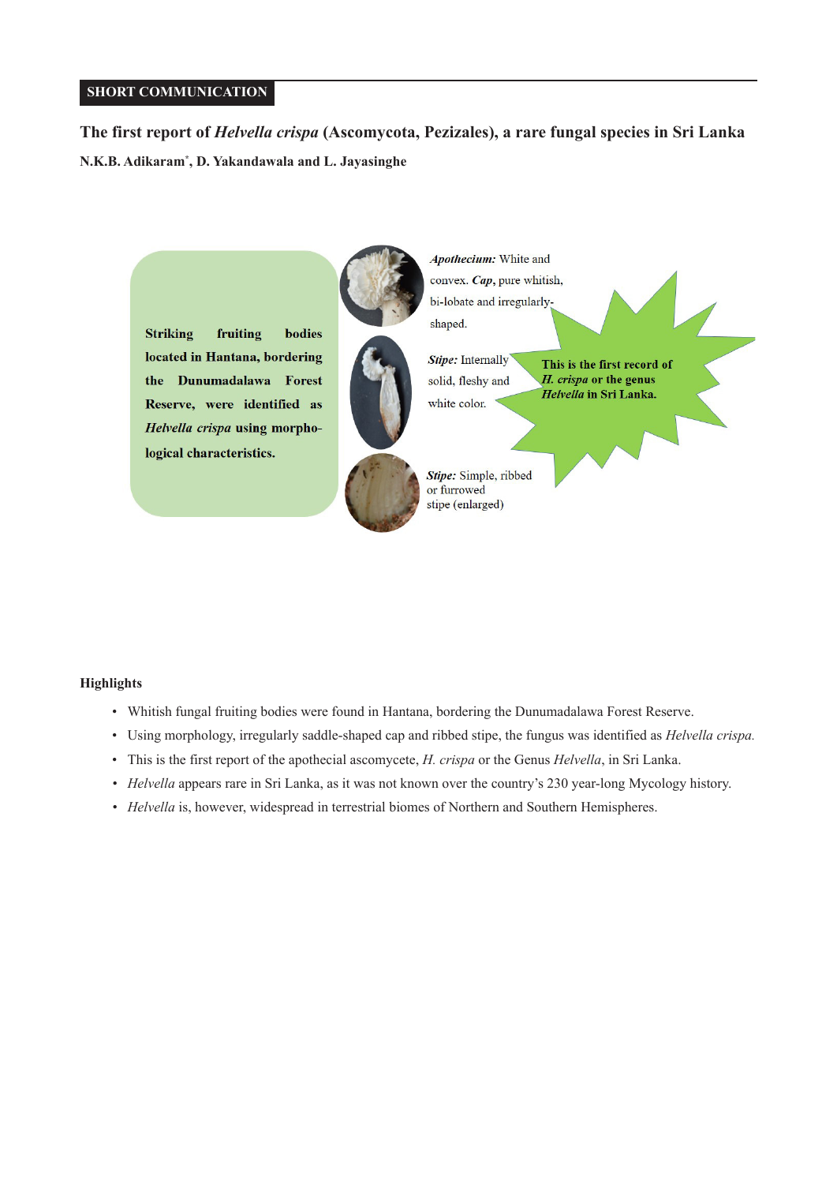SHORT COMMUNICATION

# The first report of *Helvella crispa* (Ascomycota, Pezizales), a rare fungal species in Sri Lanka

**N.K.B. Adikaram*, D. Yakandawala and L. Jayasinghe**

**Striking fruiting bodies located in Hantana, bordering the Dunumadalawa Forest Reserve, were identified as *Helvella crispa* using morphological characteristics.**

***Apothecium:*** White and convex. ***Cap***, pure whitish, bi-lobate and irregularly-shaped.

***Stipe:*** Internally solid, fleshy and white color.

***Stipe:*** Simple, ribbed or furrowed stipe (enlarged)

**This is the first record of *H. crispa* or the genus *Helvella* in Sri Lanka.**

## Highlights

- Whitish fungal fruiting bodies were found in Hantana, bordering the Dunumadalawa Forest Reserve.
- Using morphology, irregularly saddle-shaped cap and ribbed stipe, the fungus was identified as *Helvella crispa.*
- This is the first report of the apothecial ascomycete, *H. crispa* or the Genus *Helvella*, in Sri Lanka.
- *Helvella* appears rare in Sri Lanka, as it was not known over the country's 230 year-long Mycology history.
- *Helvella* is, however, widespread in terrestrial biomes of Northern and Southern Hemispheres.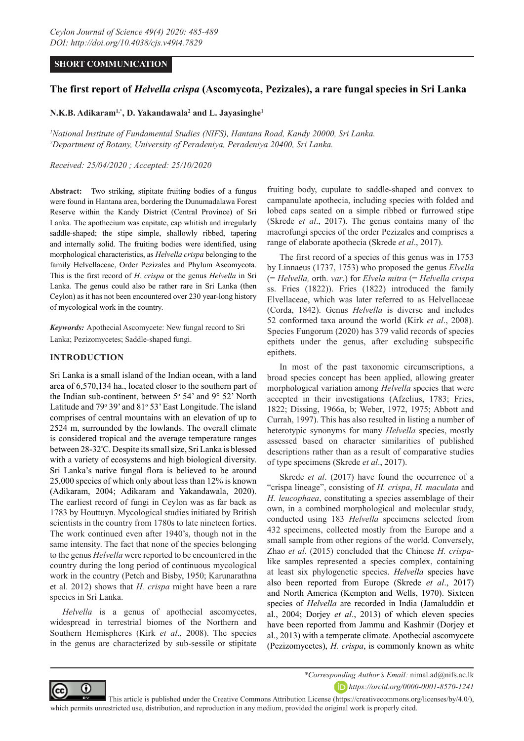## SHORT COMMUNICATION

# The first report of *Helvella crispa* (Ascomycota, Pezizales), a rare fungal species in Sri Lanka

**N.K.B. Adikaram[1,*], D. Yakandawala[2] and L. Jayasinghe[1]**

*[1]National Institute of Fundamental Studies (NIFS), Hantana Road, Kandy 20000, Sri Lanka.*
*[2]Department of Botany, University of Peradeniya, Peradeniya 20400, Sri Lanka.*

*Received: 25/04/2020 ; Accepted: 25/10/2020*

**Abstract:** Two striking, stipitate fruiting bodies of a fungus were found in Hantana area, bordering the Dunumadalawa Forest Reserve within the Kandy District (Central Province) of Sri Lanka. The apothecium was capitate, cap whitish and irregularly saddle-shaped; the stipe simple, shallowly ribbed, tapering and internally solid. The fruiting bodies were identified, using morphological characteristics, as *Helvella crispa* belonging to the family Helvellaceae, Order Pezizales and Phylum Ascomycota. This is the first record of *H. crispa* or the genus *Helvella* in Sri Lanka. The genus could also be rather rare in Sri Lanka (then Ceylon) as it has not been encountered over 230 year-long history of mycological work in the country.

***Keywords:*** Apothecial Ascomycete: New fungal record to Sri Lanka; Pezizomycetes; Saddle-shaped fungi.

## INTRODUCTION

Sri Lanka is a small island of the Indian ocean, with a land area of 6,570,134 ha., located closer to the southern part of the Indian sub-continent, between 5° 54' and 9° 52' North Latitude and 79° 39' and 81° 53' East Longitude. The island comprises of central mountains with an elevation of up to 2524 m, surrounded by the lowlands. The overall climate is considered tropical and the average temperature ranges between 28-32°C. Despite its small size, Sri Lanka is blessed with a variety of ecosystems and high biological diversity. Sri Lanka's native fungal flora is believed to be around 25,000 species of which only about less than 12% is known (Adikaram, 2004; Adikaram and Yakandawala, 2020). The earliest record of fungi in Ceylon was as far back as 1783 by Houttuyn. Mycological studies initiated by British scientists in the country from 1780s to late nineteen forties. The work continued even after 1940's, though not in the same intensity. The fact that none of the species belonging to the genus *Helvella* were reported to be encountered in the country during the long period of continuous mycological work in the country (Petch and Bisby, 1950; Karunarathna et al. 2012) shows that *H. crispa* might have been a rare species in Sri Lanka.

*Helvella* is a genus of apothecial ascomycetes, widespread in terrestrial biomes of the Northern and Southern Hemispheres (Kirk *et al*., 2008). The species in the genus are characterized by sub-sessile or stipitate fruiting body, cupulate to saddle-shaped and convex to campanulate apothecia, including species with folded and lobed caps seated on a simple ribbed or furrowed stipe (Skrede *et al*., 2017). The genus contains many of the macrofungi species of the order Pezizales and comprises a range of elaborate apothecia (Skrede *et al*., 2017).

The first record of a species of this genus was in 1753 by Linnaeus (1737, 1753) who proposed the genus *Elvella* (= *Helvella,* orth. *var*.) for *Elvela mitra* (= *Helvella crispa* ss. Fries (1822)). Fries (1822) introduced the family Elvellaceae, which was later referred to as Helvellaceae (Corda, 1842). Genus *Helvella* is diverse and includes 52 conformed taxa around the world (Kirk *et al*., 2008). Species Fungorum (2020) has 379 valid records of species epithets under the genus, after excluding subspecific epithets.

In most of the past taxonomic circumscriptions, a broad species concept has been applied, allowing greater morphological variation among *Helvella* species that were accepted in their investigations (Afzelius, 1783; Fries, 1822; Dissing, 1966a, b; Weber, 1972, 1975; Abbott and Currah, 1997). This has also resulted in listing a number of heterotypic synonyms for many *Helvella* species, mostly assessed based on character similarities of published descriptions rather than as a result of comparative studies of type specimens (Skrede *et al*., 2017).

Skrede *et al*. (2017) have found the occurrence of a "crispa lineage", consisting of *H. crispa*, *H. maculata* and *H. leucophaea*, constituting a species assemblage of their own, in a combined morphological and molecular study, conducted using 183 *Helvella* specimens selected from 432 specimens, collected mostly from the Europe and a small sample from other regions of the world. Conversely, Zhao *et al*. (2015) concluded that the Chinese *H. crispa*-like samples represented a species complex, containing at least six phylogenetic species. *Helvella* species have also been reported from Europe (Skrede *et al*., 2017) and North America (Kempton and Wells, 1970). Sixteen species of *Helvella* are recorded in India (Jamaluddin et al., 2004; Dorjey *et al*., 2013) of which eleven species have been reported from Jammu and Kashmir (Dorjey et al., 2013) with a temperate climate. Apothecial ascomycete (Pezizomycetes), *H. crispa*, is commonly known as white

---

**Corresponding Author's Email:* nimal.ad@nifs.ac.lk
*https://orcid.org/0000-0001-8570-1241*

This article is published under the Creative Commons Attribution License (https://creativecommons.org/licenses/by/4.0/), which permits unrestricted use, distribution, and reproduction in any medium, provided the original work is properly cited.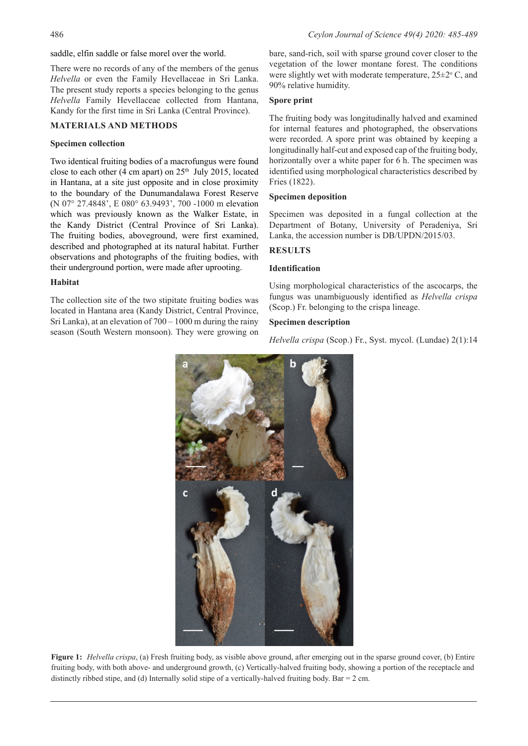saddle, elfin saddle or false morel over the world.

There were no records of any of the members of the genus *Helvella* or even the Family Hevellaceae in Sri Lanka. The present study reports a species belonging to the genus *Helvella* Family Hevellaceae collected from Hantana, Kandy for the first time in Sri Lanka (Central Province).

## MATERIALS AND METHODS

### Specimen collection

Two identical fruiting bodies of a macrofungus were found close to each other (4 cm apart) on 25th July 2015, located in Hantana, at a site just opposite and in close proximity to the boundary of the Dunumandalawa Forest Reserve (N 07° 27.4848', E 080° 63.9493', 700 -1000 m elevation which was previously known as the Walker Estate, in the Kandy District (Central Province of Sri Lanka). The fruiting bodies, aboveground, were first examined, described and photographed at its natural habitat. Further observations and photographs of the fruiting bodies, with their underground portion, were made after uprooting.

### Habitat

The collection site of the two stipitate fruiting bodies was located in Hantana area (Kandy District, Central Province, Sri Lanka), at an elevation of 700 – 1000 m during the rainy season (South Western monsoon). They were growing on bare, sand-rich, soil with sparse ground cover closer to the vegetation of the lower montane forest. The conditions were slightly wet with moderate temperature, 25±2° C, and 90% relative humidity.

### Spore print

The fruiting body was longitudinally halved and examined for internal features and photographed, the observations were recorded. A spore print was obtained by keeping a longitudinally half-cut and exposed cap of the fruiting body, horizontally over a white paper for 6 h. The specimen was identified using morphological characteristics described by Fries (1822).

### Specimen deposition

Specimen was deposited in a fungal collection at the Department of Botany, University of Peradeniya, Sri Lanka, the accession number is DB/UPDN/2015/03.

## RESULTS

### Identification

Using morphological characteristics of the ascocarps, the fungus was unambiguously identified as *Helvella crispa* (Scop.) Fr. belonging to the crispa lineage.

### Specimen description

*Helvella crispa* (Scop.) Fr., Syst. mycol. (Lundae) 2(1):14

**Figure 1:** *Helvella crispa*, (a) Fresh fruiting body, as visible above ground, after emerging out in the sparse ground cover, (b) Entire fruiting body, with both above- and underground growth, (c) Vertically-halved fruiting body, showing a portion of the receptacle and distinctly ribbed stipe, and (d) Internally solid stipe of a vertically-halved fruiting body. Bar = 2 cm.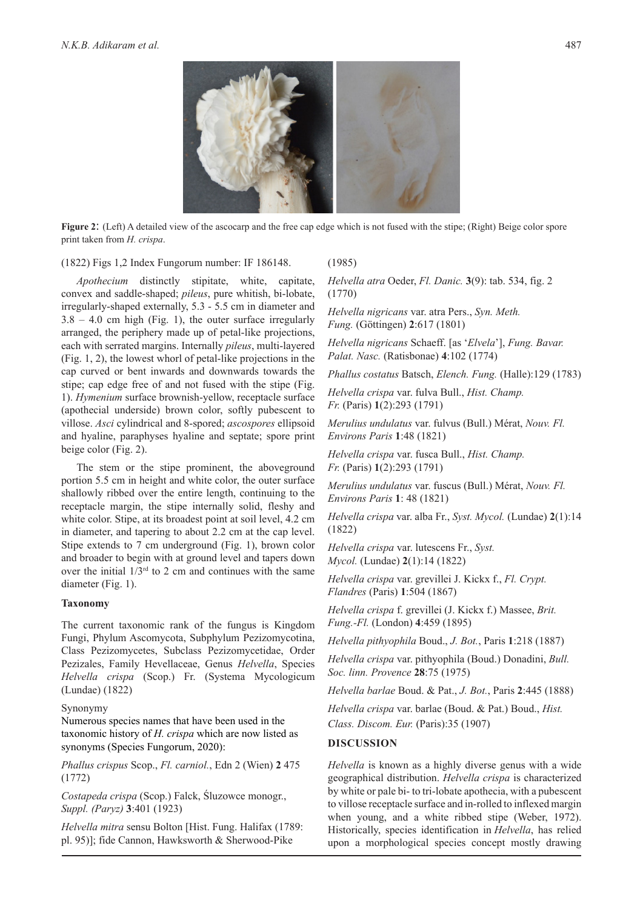**Figure 2**: (Left) A detailed view of the ascocarp and the free cap edge which is not fused with the stipe; (Right) Beige color spore print taken from *H. crispa*.

(1822) Figs 1,2 Index Fungorum number: IF 186148.

*Apothecium* distinctly stipitate, white, capitate, convex and saddle-shaped; *pileus*, pure whitish, bi-lobate, irregularly-shaped externally, 5.3 - 5.5 cm in diameter and 3.8 – 4.0 cm high (Fig. 1), the outer surface irregularly arranged, the periphery made up of petal-like projections, each with serrated margins. Internally *pileus*, multi-layered (Fig. 1, 2), the lowest whorl of petal-like projections in the cap curved or bent inwards and downwards towards the stipe; cap edge free of and not fused with the stipe (Fig. 1). *Hymenium* surface brownish-yellow, receptacle surface (apothecial underside) brown color, softly pubescent to villose. *Asci* cylindrical and 8-spored; *ascospores* ellipsoid and hyaline, paraphyses hyaline and septate; spore print beige color (Fig. 2).

The stem or the stipe prominent, the aboveground portion 5.5 cm in height and white color, the outer surface shallowly ribbed over the entire length, continuing to the receptacle margin, the stipe internally solid, fleshy and white color. Stipe, at its broadest point at soil level, 4.2 cm in diameter, and tapering to about 2.2 cm at the cap level. Stipe extends to 7 cm underground (Fig. 1), brown color and broader to begin with at ground level and tapers down over the initial 1/3rd to 2 cm and continues with the same diameter (Fig. 1).

### Taxonomy

The current taxonomic rank of the fungus is Kingdom Fungi, Phylum Ascomycota, Subphylum Pezizomycotina, Class Pezizomycetes, Subclass Pezizomycetidae, Order Pezizales, Family Hevellaceae, Genus *Helvella*, Species *Helvella crispa* (Scop.) Fr. (Systema Mycologicum (Lundae) (1822)

Synonymy

Numerous species names that have been used in the taxonomic history of *H. crispa* which are now listed as synonyms (Species Fungorum, 2020):

*Phallus crispus* Scop., *Fl. carniol.*, Edn 2 (Wien) **2** 475 (1772)

*Costapeda crispa* (Scop.) Falck, *Śluzowce monogr., Suppl. (Paryz)* **3**:401 (1923)

*Helvella mitra* sensu Bolton [Hist. Fung. Halifax (1789: pl. 95)]; fide Cannon, Hawksworth & Sherwood-Pike (1985)

*Helvella atra* Oeder, *Fl. Danic.* **3**(9): tab. 534, fig. 2 (1770)

*Helvella nigricans* var. atra Pers., *Syn. Meth. Fung.* (Göttingen) **2**:617 (1801)

*Helvella nigricans* Schaeff. [as '*Elvela*'], *Fung. Bavar. Palat. Nasc.* (Ratisbonae) **4**:102 (1774)

*Phallus costatus* Batsch, *Elench. Fung.* (Halle):129 (1783)

*Helvella crispa* var. fulva Bull., *Hist. Champ. Fr.* (Paris) **1**(2):293 (1791)

*Merulius undulatus* var. fulvus (Bull.) Mérat, *Nouv. Fl. Environs Paris* **1**:48 (1821)

*Helvella crispa* var. fusca Bull., *Hist. Champ. Fr.* (Paris) **1**(2):293 (1791)

*Merulius undulatus* var. fuscus (Bull.) Mérat, *Nouv. Fl. Environs Paris* **1**: 48 (1821)

*Helvella crispa* var. alba Fr., *Syst. Mycol.* (Lundae) **2**(1):14 (1822)

*Helvella crispa* var. lutescens Fr., *Syst. Mycol.* (Lundae) **2**(1):14 (1822)

*Helvella crispa* var. grevillei J. Kickx f., *Fl. Crypt. Flandres* (Paris) **1**:504 (1867)

*Helvella crispa* f. grevillei (J. Kickx f.) Massee, *Brit. Fung.-Fl.* (London) **4**:459 (1895)

*Helvella pithyophila* Boud., *J. Bot.*, Paris **1**:218 (1887)

*Helvella crispa* var. pithyophila (Boud.) Donadini, *Bull. Soc. linn. Provence* **28**:75 (1975)

*Helvella barlae* Boud. & Pat., *J. Bot.*, Paris **2**:445 (1888)

*Helvella crispa* var. barlae (Boud. & Pat.) Boud., *Hist. Class. Discom. Eur.* (Paris):35 (1907)

## DISCUSSION

*Helvella* is known as a highly diverse genus with a wide geographical distribution. *Helvella crispa* is characterized by white or pale bi- to tri-lobate apothecia, with a pubescent to villose receptacle surface and in-rolled to inflexed margin when young, and a white ribbed stipe (Weber, 1972). Historically, species identification in *Helvella*, has relied upon a morphological species concept mostly drawing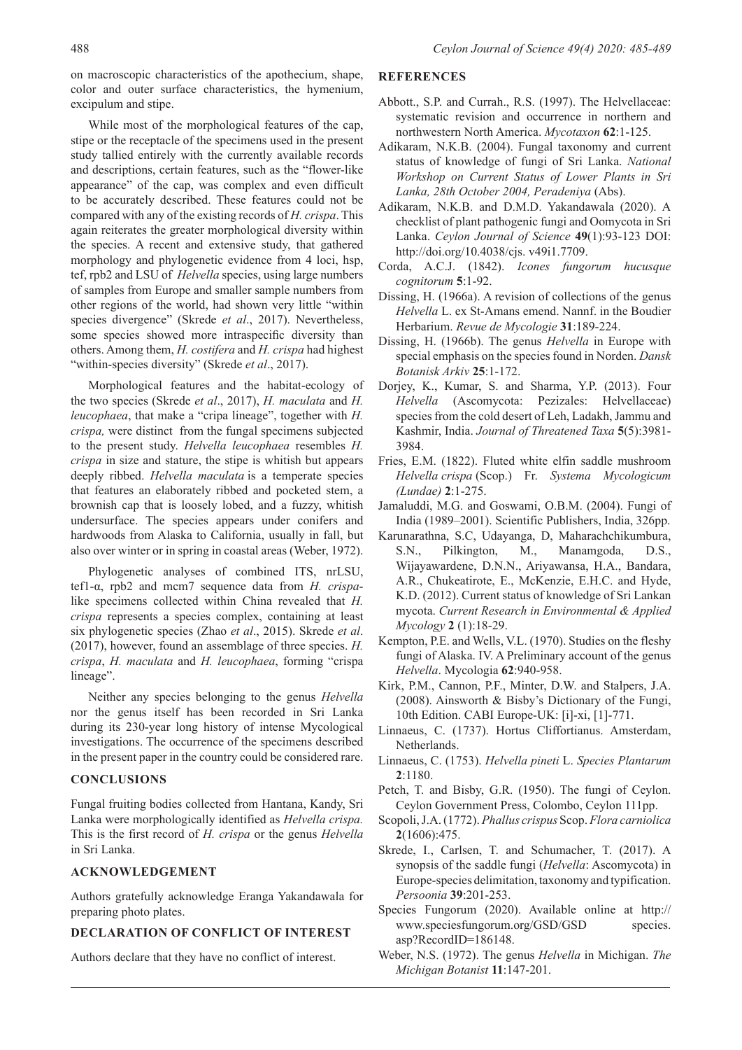on macroscopic characteristics of the apothecium, shape, color and outer surface characteristics, the hymenium, excipulum and stipe.

While most of the morphological features of the cap, stipe or the receptacle of the specimens used in the present study tallied entirely with the currently available records and descriptions, certain features, such as the "flower-like appearance" of the cap, was complex and even difficult to be accurately described. These features could not be compared with any of the existing records of *H. crispa*. This again reiterates the greater morphological diversity within the species. A recent and extensive study, that gathered morphology and phylogenetic evidence from 4 loci, hsp, tef, rpb2 and LSU of *Helvella* species, using large numbers of samples from Europe and smaller sample numbers from other regions of the world, had shown very little "within species divergence" (Skrede *et al*., 2017). Nevertheless, some species showed more intraspecific diversity than others. Among them, *H. costifera* and *H. crispa* had highest "within-species diversity" (Skrede *et al*., 2017).

Morphological features and the habitat-ecology of the two species (Skrede *et al*., 2017), *H. maculata* and *H. leucophaea*, that make a "cripa lineage", together with *H. crispa,* were distinct from the fungal specimens subjected to the present study. *Helvella leucophaea* resembles *H. crispa* in size and stature, the stipe is whitish but appears deeply ribbed. *Helvella maculata* is a temperate species that features an elaborately ribbed and pocketed stem, a brownish cap that is loosely lobed, and a fuzzy, whitish undersurface. The species appears under conifers and hardwoods from Alaska to California, usually in fall, but also over winter or in spring in coastal areas (Weber, 1972).

Phylogenetic analyses of combined ITS, nrLSU, tef1-α, rpb2 and mcm7 sequence data from *H. crispa*-like specimens collected within China revealed that *H. crispa* represents a species complex, containing at least six phylogenetic species (Zhao *et al*., 2015). Skrede *et al*. (2017), however, found an assemblage of three species. *H. crispa*, *H. maculata* and *H. leucophaea*, forming "crispa lineage".

Neither any species belonging to the genus *Helvella* nor the genus itself has been recorded in Sri Lanka during its 230-year long history of intense Mycological investigations. The occurrence of the specimens described in the present paper in the country could be considered rare.

## CONCLUSIONS

Fungal fruiting bodies collected from Hantana, Kandy, Sri Lanka were morphologically identified as *Helvella crispa.* This is the first record of *H. crispa* or the genus *Helvella* in Sri Lanka.

## ACKNOWLEDGEMENT

Authors gratefully acknowledge Eranga Yakandawala for preparing photo plates.

## DECLARATION OF CONFLICT OF INTEREST

Authors declare that they have no conflict of interest.

## REFERENCES

Abbott., S.P. and Currah., R.S. (1997). The Helvellaceae: systematic revision and occurrence in northern and northwestern North America. *Mycotaxon* **62**:1-125.

Adikaram, N.K.B. (2004). Fungal taxonomy and current status of knowledge of fungi of Sri Lanka. *National Workshop on Current Status of Lower Plants in Sri Lanka, 28th October 2004, Peradeniya* (Abs).

Adikaram, N.K.B. and D.M.D. Yakandawala (2020). A checklist of plant pathogenic fungi and Oomycota in Sri Lanka. *Ceylon Journal of Science* **49**(1):93-123 DOI: http://doi.org/10.4038/cjs. v49i1.7709.

Corda, A.C.J. (1842). *Icones fungorum hucusque cognitorum* **5**:1-92.

Dissing, H. (1966a). A revision of collections of the genus *Helvella* L. ex St-Amans emend. Nannf. in the Boudier Herbarium. *Revue de Mycologie* **31**:189-224.

Dissing, H. (1966b). The genus *Helvella* in Europe with special emphasis on the species found in Norden. *Dansk Botanisk Arkiv* **25**:1-172.

Dorjey, K., Kumar, S. and Sharma, Y.P. (2013). Four *Helvella* (Ascomycota: Pezizales: Helvellaceae) species from the cold desert of Leh, Ladakh, Jammu and Kashmir, India. *Journal of Threatened Taxa* **5**(5):3981-3984.

Fries, E.M. (1822). Fluted white elfin saddle mushroom *Helvella crispa* (Scop.) Fr. *Systema Mycologicum (Lundae)* **2**:1-275.

Jamaluddi, M.G. and Goswami, O.B.M. (2004). Fungi of India (1989–2001). Scientific Publishers, India, 326pp.

Karunarathna, S.C, Udayanga, D, Maharachchikumbura, S.N., Pilkington, M., Manamgoda, D.S., Wijayawardene, D.N.N., Ariyawansa, H.A., Bandara, A.R., Chukeatirote, E., McKenzie, E.H.C. and Hyde, K.D. (2012). Current status of knowledge of Sri Lankan mycota. *Current Research in Environmental & Applied Mycology* **2** (1):18-29.

Kempton, P.E. and Wells, V.L. (1970). Studies on the fleshy fungi of Alaska. IV. A Preliminary account of the genus *Helvella*. Mycologia **62**:940-958.

Kirk, P.M., Cannon, P.F., Minter, D.W. and Stalpers, J.A. (2008). Ainsworth & Bisby's Dictionary of the Fungi, 10th Edition. CABI Europe-UK: [i]-xi, [1]-771.

Linnaeus, C. (1737). Hortus Cliffortianus. Amsterdam, Netherlands.

Linnaeus, C. (1753). *Helvella pineti* L. *Species Plantarum* **2**:1180.

Petch, T. and Bisby, G.R. (1950). The fungi of Ceylon. Ceylon Government Press, Colombo, Ceylon 111pp.

Scopoli, J.A. (1772). *Phallus crispus* Scop. *Flora carniolica* **2**(1606):475.

Skrede, I., Carlsen, T. and Schumacher, T. (2017). A synopsis of the saddle fungi (*Helvella*: Ascomycota) in Europe-species delimitation, taxonomy and typification. *Persoonia* **39**:201-253.

Species Fungorum (2020). Available online at http://www.speciesfungorum.org/GSD/GSD species.asp?RecordID=186148.

Weber, N.S. (1972). The genus *Helvella* in Michigan. *The Michigan Botanist* **11**:147-201.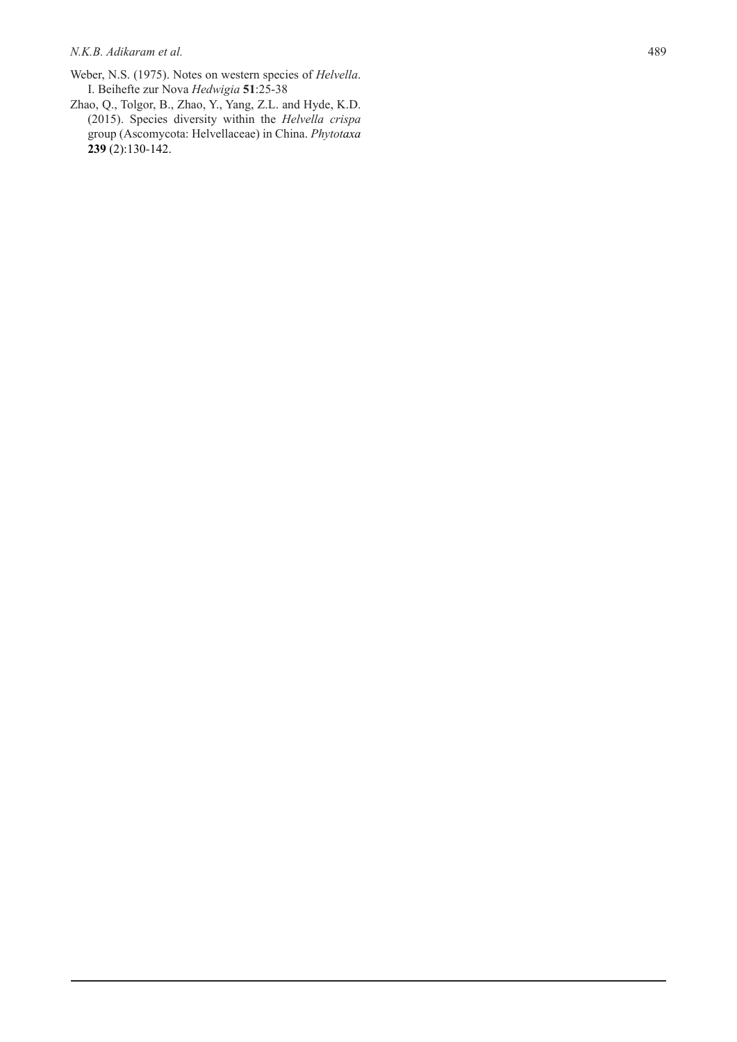Weber, N.S. (1975). Notes on western species of *Helvella*. I. Beihefte zur Nova *Hedwigia* **51**:25-38

Zhao, Q., Tolgor, B., Zhao, Y., Yang, Z.L. and Hyde, K.D. (2015). Species diversity within the *Helvella crispa* group (Ascomycota: Helvellaceae) in China. *Phytotaxa* **239** (2):130-142.